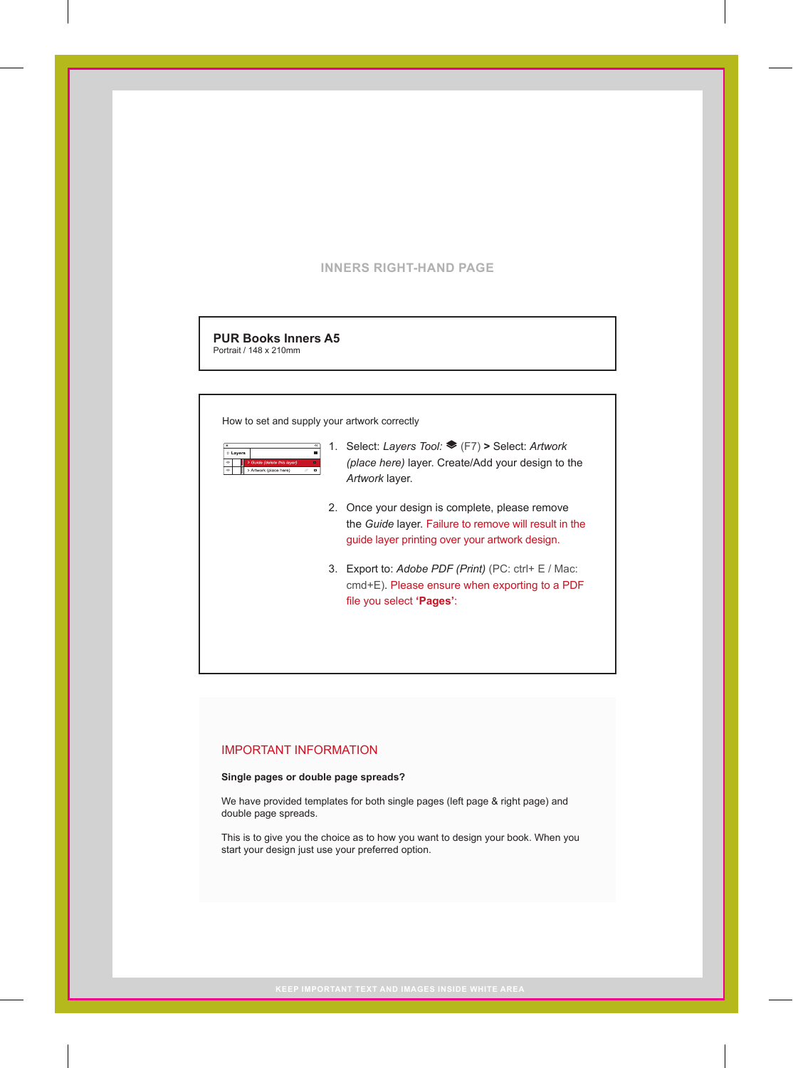INNERS RIGHT-HAND PAGE

**PUR Books Inners A5**
Portrait / 148 x 210mm

How to set and supply your artwork correctly

1. Select: *Layers Tool:* (F7) **>** Select: *Artwork (place here)* layer. Create/Add your design to the *Artwork* layer.

2. Once your design is complete, please remove the *Guide* layer. Failure to remove will result in the guide layer printing over your artwork design.

3. Export to: *Adobe PDF (Print)* (PC: ctrl+ E / Mac: cmd+E). Please ensure when exporting to a PDF file you select **'Pages'**:

## IMPORTANT INFORMATION

**Single pages or double page spreads?**

We have provided templates for both single pages (left page & right page) and double page spreads.

This is to give you the choice as to how you want to design your book. When you start your design just use your preferred option.

KEEP IMPORTANT TEXT AND IMAGES INSIDE WHITE AREA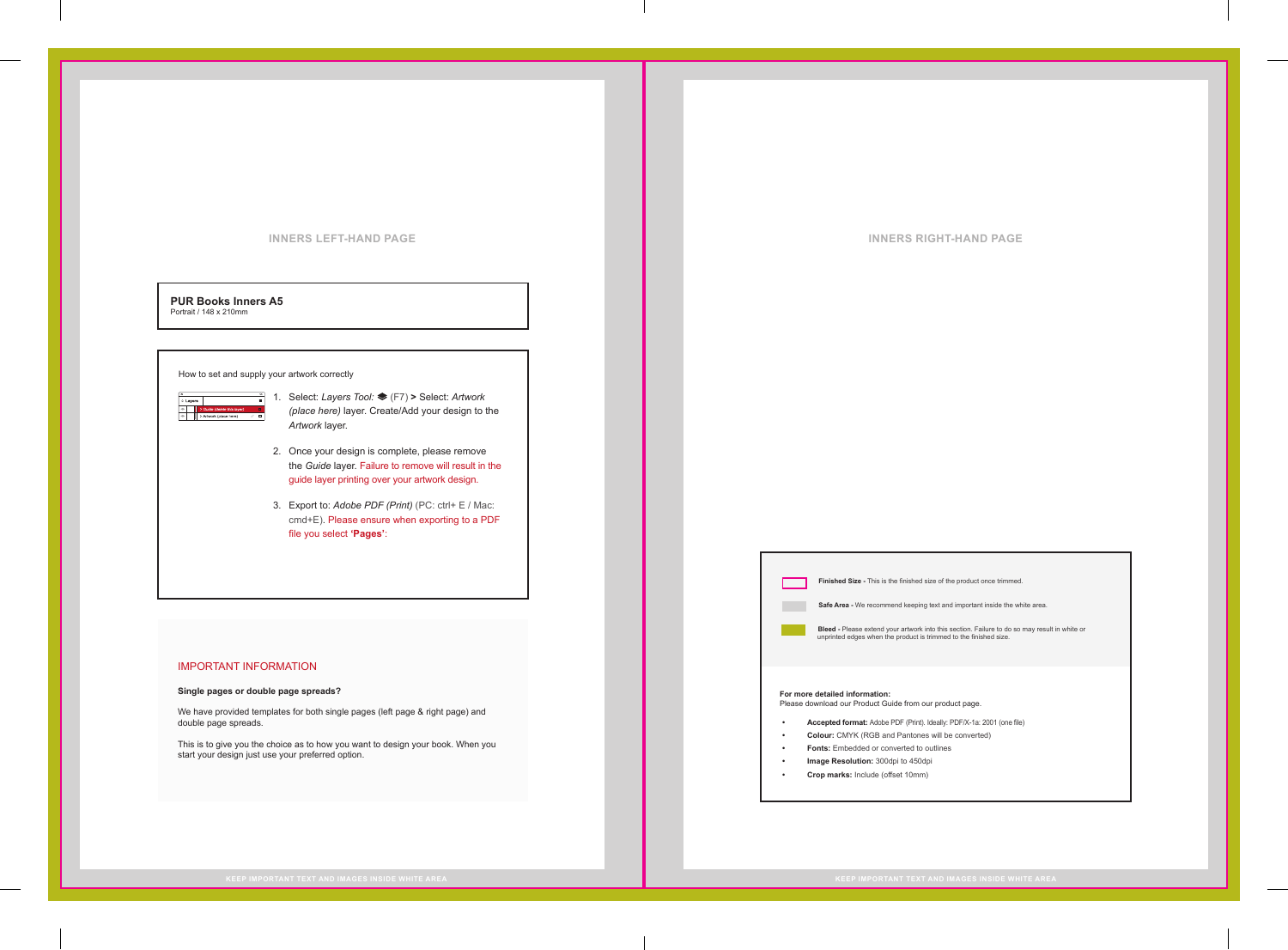## INNERS LEFT-HAND PAGE

**PUR Books Inners A5**
Portrait / 148 x 210mm

How to set and supply your artwork correctly

1. Select: *Layers Tool:* (F7) **>** Select: *Artwork (place here)* layer. Create/Add your design to the *Artwork* layer.
2. Once your design is complete, please remove the *Guide* layer. Failure to remove will result in the guide layer printing over your artwork design.
3. Export to: *Adobe PDF (Print)* (PC: ctrl+ E / Mac: cmd+E). Please ensure when exporting to a PDF file you select **'Pages'**:

### IMPORTANT INFORMATION

**Single pages or double page spreads?**

We have provided templates for both single pages (left page & right page) and double page spreads.

This is to give you the choice as to how you want to design your book. When you start your design just use your preferred option.

KEEP IMPORTANT TEXT AND IMAGES INSIDE WHITE AREA

## INNERS RIGHT-HAND PAGE

**Finished Size -** This is the finished size of the product once trimmed.

**Safe Area -** We recommend keeping text and important inside the white area.

**Bleed -** Please extend your artwork into this section. Failure to do so may result in white or unprinted edges when the product is trimmed to the finished size.

**For more detailed information:**
Please download our Product Guide from our product page.

- **Accepted format:** Adobe PDF (Print). Ideally: PDF/X-1a: 2001 (one file)
- **Colour:** CMYK (RGB and Pantones will be converted)
- **Fonts:** Embedded or converted to outlines
- **Image Resolution:** 300dpi to 450dpi
- **Crop marks:** Include (offset 10mm)

KEEP IMPORTANT TEXT AND IMAGES INSIDE WHITE AREA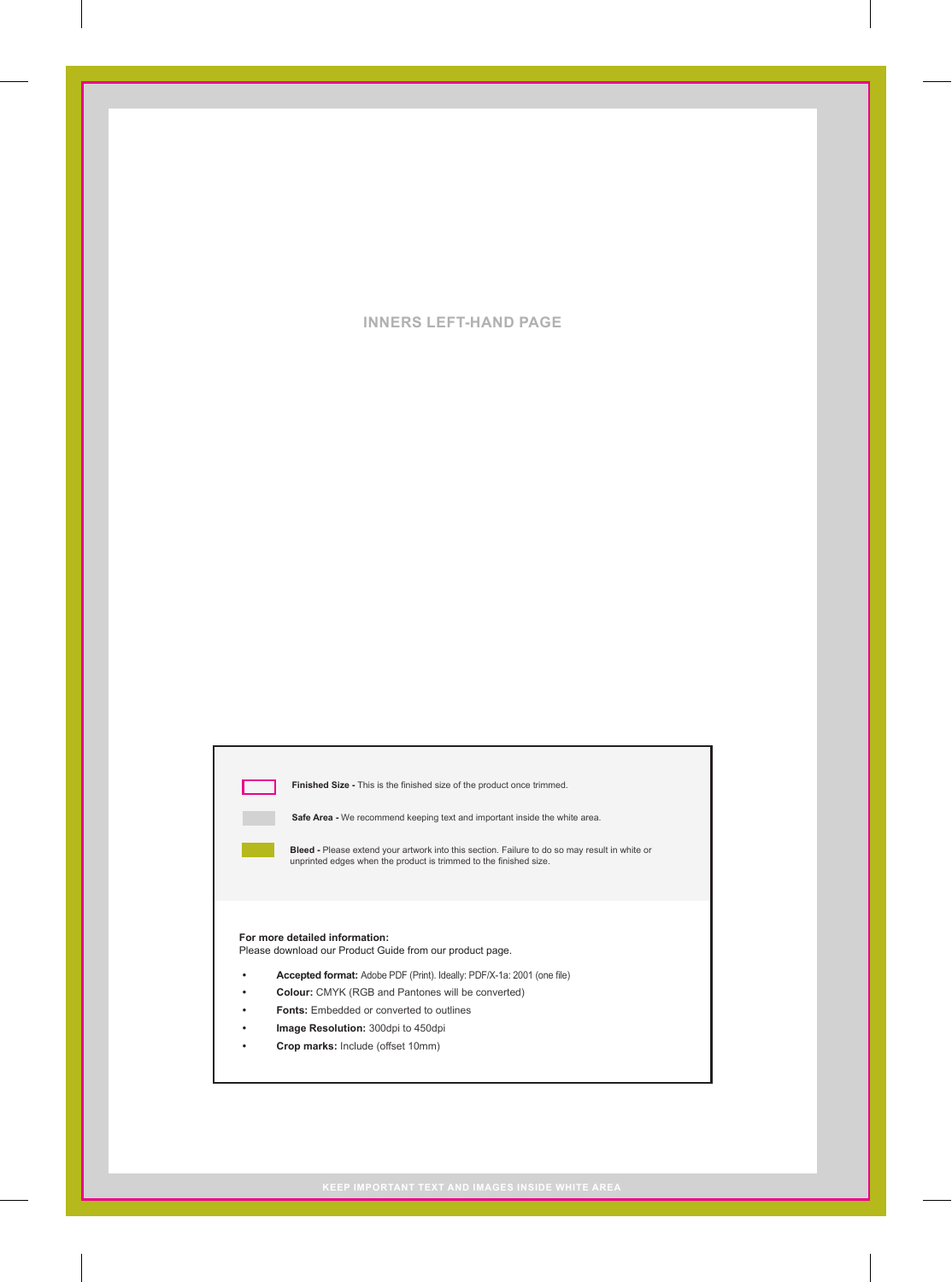INNERS LEFT-HAND PAGE

**Finished Size -** This is the finished size of the product once trimmed.

**Safe Area -** We recommend keeping text and important inside the white area.

**Bleed -** Please extend your artwork into this section. Failure to do so may result in white or unprinted edges when the product is trimmed to the finished size.

**For more detailed information:**
Please download our Product Guide from our product page.

- **Accepted format:** Adobe PDF (Print). Ideally: PDF/X-1a: 2001 (one file)
- **Colour:** CMYK (RGB and Pantones will be converted)
- **Fonts:** Embedded or converted to outlines
- **Image Resolution:** 300dpi to 450dpi
- **Crop marks:** Include (offset 10mm)

KEEP IMPORTANT TEXT AND IMAGES INSIDE WHITE AREA